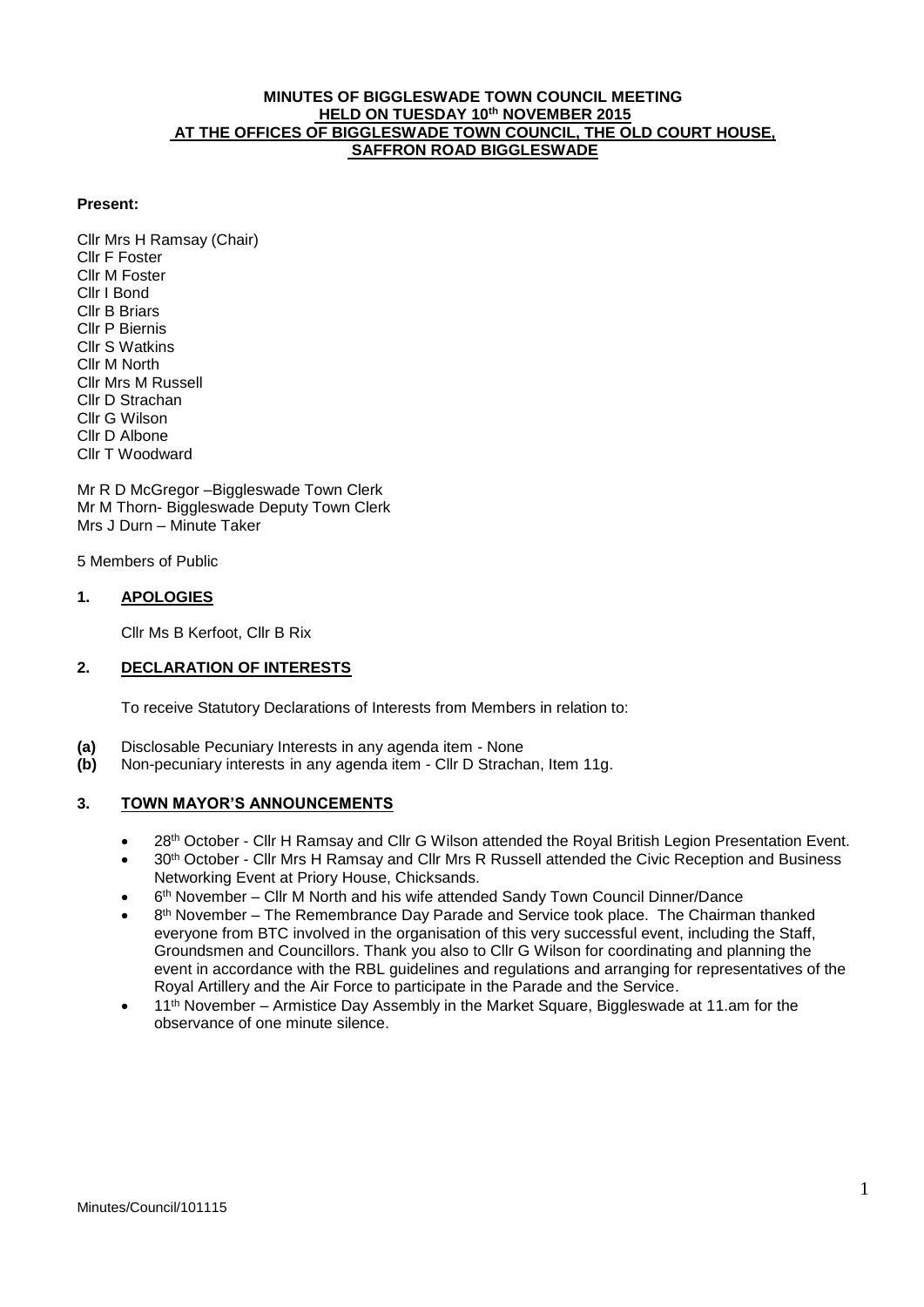**MINUTES OF BIGGLESWADE TOWN COUNCIL MEETING HELD ON TUESDAY 10th NOVEMBER 2015 AT THE OFFICES OF BIGGLESWADE TOWN COUNCIL, THE OLD COURT HOUSE, SAFFRON ROAD BIGGLESWADE**

**Present:**

Cllr Mrs H Ramsay (Chair)
Cllr F Foster
Cllr M Foster
Cllr I Bond
Cllr B Briars
Cllr P Biernis
Cllr S Watkins
Cllr M North
Cllr Mrs M Russell
Cllr D Strachan
Cllr G Wilson
Cllr D Albone
Cllr T Woodward

Mr R D McGregor –Biggleswade Town Clerk
Mr M Thorn- Biggleswade Deputy Town Clerk
Mrs J Durn – Minute Taker

5 Members of Public

## 1. APOLOGIES

Cllr Ms B Kerfoot, Cllr B Rix

## 2. DECLARATION OF INTERESTS

To receive Statutory Declarations of Interests from Members in relation to:

**(a)** Disclosable Pecuniary Interests in any agenda item - None
**(b)** Non-pecuniary interests in any agenda item - Cllr D Strachan, Item 11g.

## 3. TOWN MAYOR'S ANNOUNCEMENTS

- 28th October - Cllr H Ramsay and Cllr G Wilson attended the Royal British Legion Presentation Event.
- 30th October - Cllr Mrs H Ramsay and Cllr Mrs R Russell attended the Civic Reception and Business Networking Event at Priory House, Chicksands.
- 6th November – Cllr M North and his wife attended Sandy Town Council Dinner/Dance
- 8th November – The Remembrance Day Parade and Service took place. The Chairman thanked everyone from BTC involved in the organisation of this very successful event, including the Staff, Groundsmen and Councillors. Thank you also to Cllr G Wilson for coordinating and planning the event in accordance with the RBL guidelines and regulations and arranging for representatives of the Royal Artillery and the Air Force to participate in the Parade and the Service.
- 11th November – Armistice Day Assembly in the Market Square, Biggleswade at 11.am for the observance of one minute silence.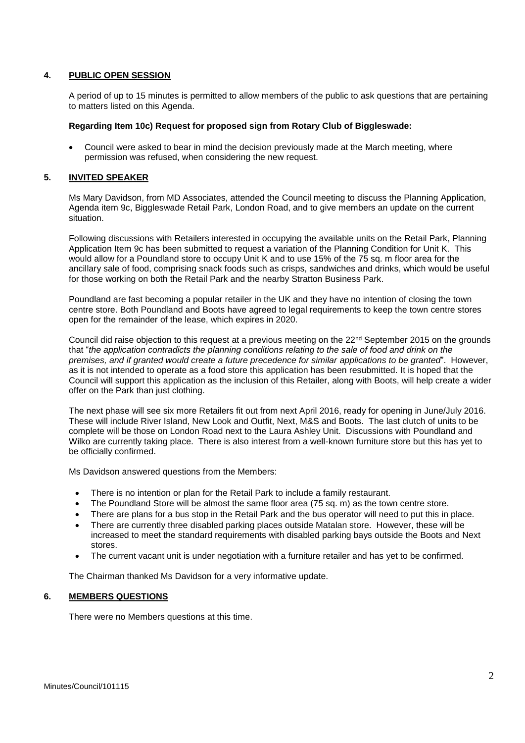## 4. PUBLIC OPEN SESSION

A period of up to 15 minutes is permitted to allow members of the public to ask questions that are pertaining to matters listed on this Agenda.

**Regarding Item 10c) Request for proposed sign from Rotary Club of Biggleswade:**

- Council were asked to bear in mind the decision previously made at the March meeting, where permission was refused, when considering the new request.

## 5. INVITED SPEAKER

Ms Mary Davidson, from MD Associates, attended the Council meeting to discuss the Planning Application, Agenda item 9c, Biggleswade Retail Park, London Road, and to give members an update on the current situation.

Following discussions with Retailers interested in occupying the available units on the Retail Park, Planning Application Item 9c has been submitted to request a variation of the Planning Condition for Unit K. This would allow for a Poundland store to occupy Unit K and to use 15% of the 75 sq. m floor area for the ancillary sale of food, comprising snack foods such as crisps, sandwiches and drinks, which would be useful for those working on both the Retail Park and the nearby Stratton Business Park.

Poundland are fast becoming a popular retailer in the UK and they have no intention of closing the town centre store. Both Poundland and Boots have agreed to legal requirements to keep the town centre stores open for the remainder of the lease, which expires in 2020.

Council did raise objection to this request at a previous meeting on the 22nd September 2015 on the grounds that "*the application contradicts the planning conditions relating to the sale of food and drink on the premises, and if granted would create a future precedence for similar applications to be granted*". However, as it is not intended to operate as a food store this application has been resubmitted. It is hoped that the Council will support this application as the inclusion of this Retailer, along with Boots, will help create a wider offer on the Park than just clothing.

The next phase will see six more Retailers fit out from next April 2016, ready for opening in June/July 2016. These will include River Island, New Look and Outfit, Next, M&S and Boots. The last clutch of units to be complete will be those on London Road next to the Laura Ashley Unit. Discussions with Poundland and Wilko are currently taking place. There is also interest from a well-known furniture store but this has yet to be officially confirmed.

Ms Davidson answered questions from the Members:

- There is no intention or plan for the Retail Park to include a family restaurant.
- The Poundland Store will be almost the same floor area (75 sq. m) as the town centre store.
- There are plans for a bus stop in the Retail Park and the bus operator will need to put this in place.
- There are currently three disabled parking places outside Matalan store. However, these will be increased to meet the standard requirements with disabled parking bays outside the Boots and Next stores.
- The current vacant unit is under negotiation with a furniture retailer and has yet to be confirmed.

The Chairman thanked Ms Davidson for a very informative update.

## 6. MEMBERS QUESTIONS

There were no Members questions at this time.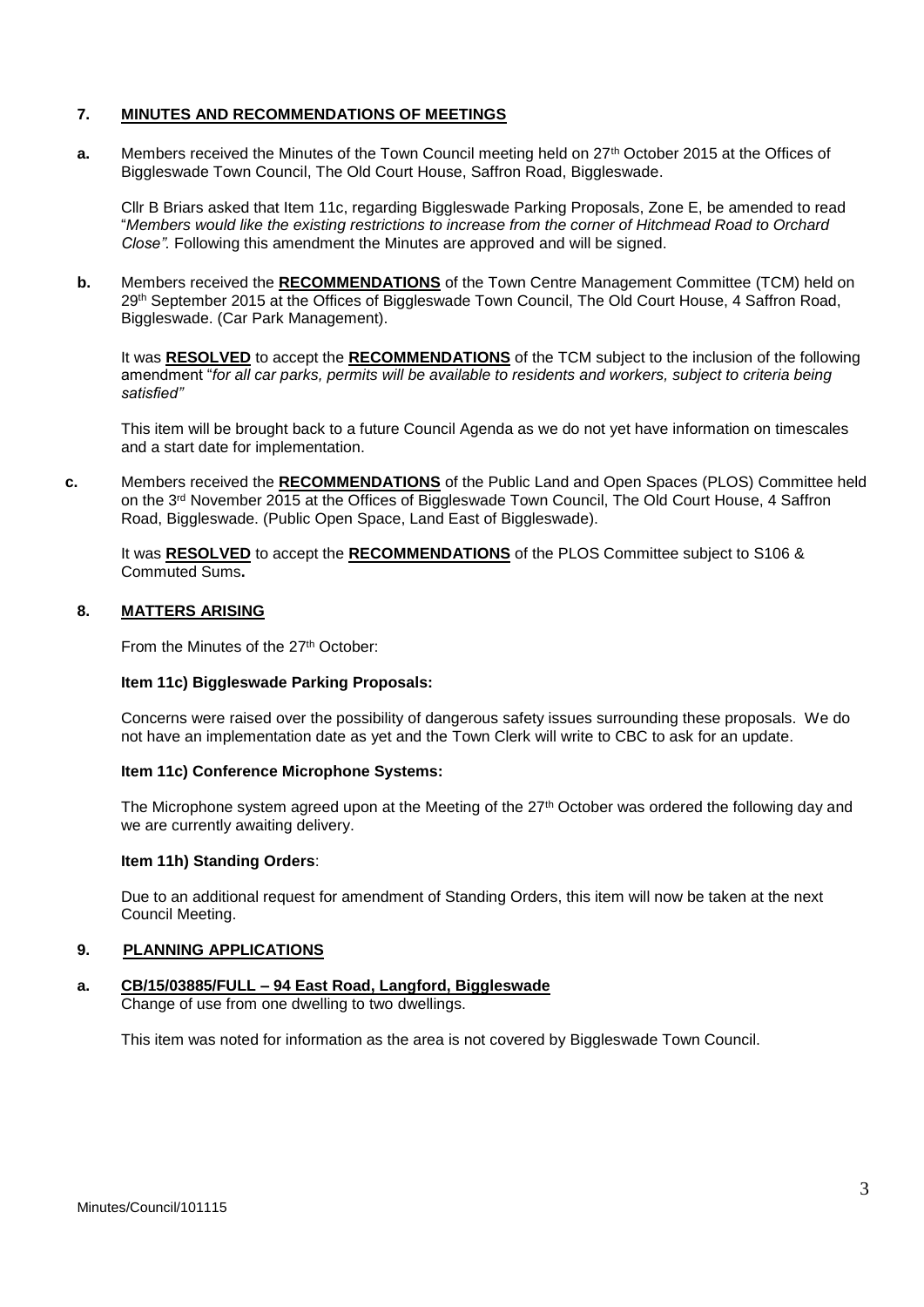## 7. MINUTES AND RECOMMENDATIONS OF MEETINGS

**a.** Members received the Minutes of the Town Council meeting held on 27th October 2015 at the Offices of Biggleswade Town Council, The Old Court House, Saffron Road, Biggleswade.

Cllr B Briars asked that Item 11c, regarding Biggleswade Parking Proposals, Zone E, be amended to read "*Members would like the existing restrictions to increase from the corner of Hitchmead Road to Orchard Close".* Following this amendment the Minutes are approved and will be signed.

**b.** Members received the **RECOMMENDATIONS** of the Town Centre Management Committee (TCM) held on 29th September 2015 at the Offices of Biggleswade Town Council, The Old Court House, 4 Saffron Road, Biggleswade. (Car Park Management).

It was **RESOLVED** to accept the **RECOMMENDATIONS** of the TCM subject to the inclusion of the following amendment "*for all car parks, permits will be available to residents and workers, subject to criteria being satisfied"*

This item will be brought back to a future Council Agenda as we do not yet have information on timescales and a start date for implementation.

**c.** Members received the **RECOMMENDATIONS** of the Public Land and Open Spaces (PLOS) Committee held on the 3rd November 2015 at the Offices of Biggleswade Town Council, The Old Court House, 4 Saffron Road, Biggleswade. (Public Open Space, Land East of Biggleswade).

It was **RESOLVED** to accept the **RECOMMENDATIONS** of the PLOS Committee subject to S106 & Commuted Sums**.**

## 8. MATTERS ARISING

From the Minutes of the 27th October:

**Item 11c) Biggleswade Parking Proposals:**

Concerns were raised over the possibility of dangerous safety issues surrounding these proposals. We do not have an implementation date as yet and the Town Clerk will write to CBC to ask for an update.

**Item 11c) Conference Microphone Systems:**

The Microphone system agreed upon at the Meeting of the 27th October was ordered the following day and we are currently awaiting delivery.

**Item 11h) Standing Orders**:

Due to an additional request for amendment of Standing Orders, this item will now be taken at the next Council Meeting.

## 9. PLANNING APPLICATIONS

**a. CB/15/03885/FULL – 94 East Road, Langford, Biggleswade**
Change of use from one dwelling to two dwellings.

This item was noted for information as the area is not covered by Biggleswade Town Council.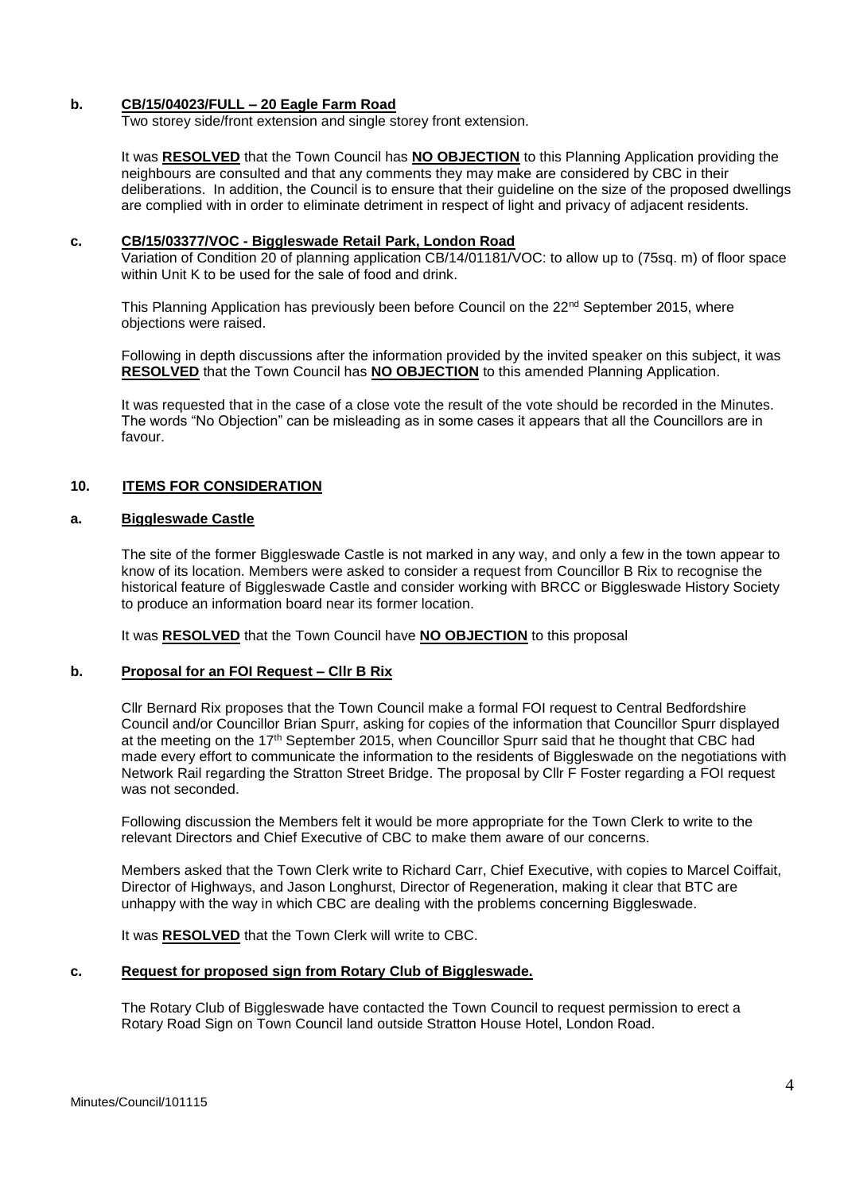**b. CB/15/04023/FULL – 20 Eagle Farm Road**

Two storey side/front extension and single storey front extension.

It was **RESOLVED** that the Town Council has **NO OBJECTION** to this Planning Application providing the neighbours are consulted and that any comments they may make are considered by CBC in their deliberations. In addition, the Council is to ensure that their guideline on the size of the proposed dwellings are complied with in order to eliminate detriment in respect of light and privacy of adjacent residents.

**c. CB/15/03377/VOC - Biggleswade Retail Park, London Road**

Variation of Condition 20 of planning application CB/14/01181/VOC: to allow up to (75sq. m) of floor space within Unit K to be used for the sale of food and drink.

This Planning Application has previously been before Council on the 22nd September 2015, where objections were raised.

Following in depth discussions after the information provided by the invited speaker on this subject, it was **RESOLVED** that the Town Council has **NO OBJECTION** to this amended Planning Application.

It was requested that in the case of a close vote the result of the vote should be recorded in the Minutes. The words "No Objection" can be misleading as in some cases it appears that all the Councillors are in favour.

**10. ITEMS FOR CONSIDERATION**

**a. Biggleswade Castle**

The site of the former Biggleswade Castle is not marked in any way, and only a few in the town appear to know of its location. Members were asked to consider a request from Councillor B Rix to recognise the historical feature of Biggleswade Castle and consider working with BRCC or Biggleswade History Society to produce an information board near its former location.

It was **RESOLVED** that the Town Council have **NO OBJECTION** to this proposal

**b. Proposal for an FOI Request – Cllr B Rix**

Cllr Bernard Rix proposes that the Town Council make a formal FOI request to Central Bedfordshire Council and/or Councillor Brian Spurr, asking for copies of the information that Councillor Spurr displayed at the meeting on the 17th September 2015, when Councillor Spurr said that he thought that CBC had made every effort to communicate the information to the residents of Biggleswade on the negotiations with Network Rail regarding the Stratton Street Bridge. The proposal by Cllr F Foster regarding a FOI request was not seconded.

Following discussion the Members felt it would be more appropriate for the Town Clerk to write to the relevant Directors and Chief Executive of CBC to make them aware of our concerns.

Members asked that the Town Clerk write to Richard Carr, Chief Executive, with copies to Marcel Coiffait, Director of Highways, and Jason Longhurst, Director of Regeneration, making it clear that BTC are unhappy with the way in which CBC are dealing with the problems concerning Biggleswade.

It was **RESOLVED** that the Town Clerk will write to CBC.

**c. Request for proposed sign from Rotary Club of Biggleswade.**

The Rotary Club of Biggleswade have contacted the Town Council to request permission to erect a Rotary Road Sign on Town Council land outside Stratton House Hotel, London Road.

Minutes/Council/101115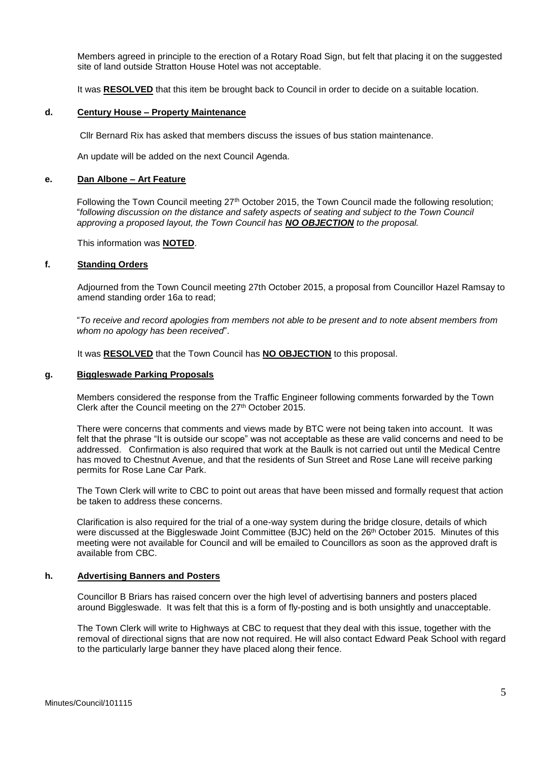Members agreed in principle to the erection of a Rotary Road Sign, but felt that placing it on the suggested site of land outside Stratton House Hotel was not acceptable.

It was **RESOLVED** that this item be brought back to Council in order to decide on a suitable location.

**d. Century House – Property Maintenance**

Cllr Bernard Rix has asked that members discuss the issues of bus station maintenance.

An update will be added on the next Council Agenda.

**e. Dan Albone – Art Feature**

Following the Town Council meeting 27th October 2015, the Town Council made the following resolution; "*following discussion on the distance and safety aspects of seating and subject to the Town Council approving a proposed layout, the Town Council has **NO OBJECTION** to the proposal.*

This information was **NOTED**.

**f. Standing Orders**

Adjourned from the Town Council meeting 27th October 2015, a proposal from Councillor Hazel Ramsay to amend standing order 16a to read;

"*To receive and record apologies from members not able to be present and to note absent members from whom no apology has been received*".

It was **RESOLVED** that the Town Council has **NO OBJECTION** to this proposal.

**g. Biggleswade Parking Proposals**

Members considered the response from the Traffic Engineer following comments forwarded by the Town Clerk after the Council meeting on the 27th October 2015.

There were concerns that comments and views made by BTC were not being taken into account. It was felt that the phrase "It is outside our scope" was not acceptable as these are valid concerns and need to be addressed. Confirmation is also required that work at the Baulk is not carried out until the Medical Centre has moved to Chestnut Avenue, and that the residents of Sun Street and Rose Lane will receive parking permits for Rose Lane Car Park.

The Town Clerk will write to CBC to point out areas that have been missed and formally request that action be taken to address these concerns.

Clarification is also required for the trial of a one-way system during the bridge closure, details of which were discussed at the Biggleswade Joint Committee (BJC) held on the 26th October 2015. Minutes of this meeting were not available for Council and will be emailed to Councillors as soon as the approved draft is available from CBC.

**h. Advertising Banners and Posters**

Councillor B Briars has raised concern over the high level of advertising banners and posters placed around Biggleswade. It was felt that this is a form of fly-posting and is both unsightly and unacceptable.

The Town Clerk will write to Highways at CBC to request that they deal with this issue, together with the removal of directional signs that are now not required. He will also contact Edward Peak School with regard to the particularly large banner they have placed along their fence.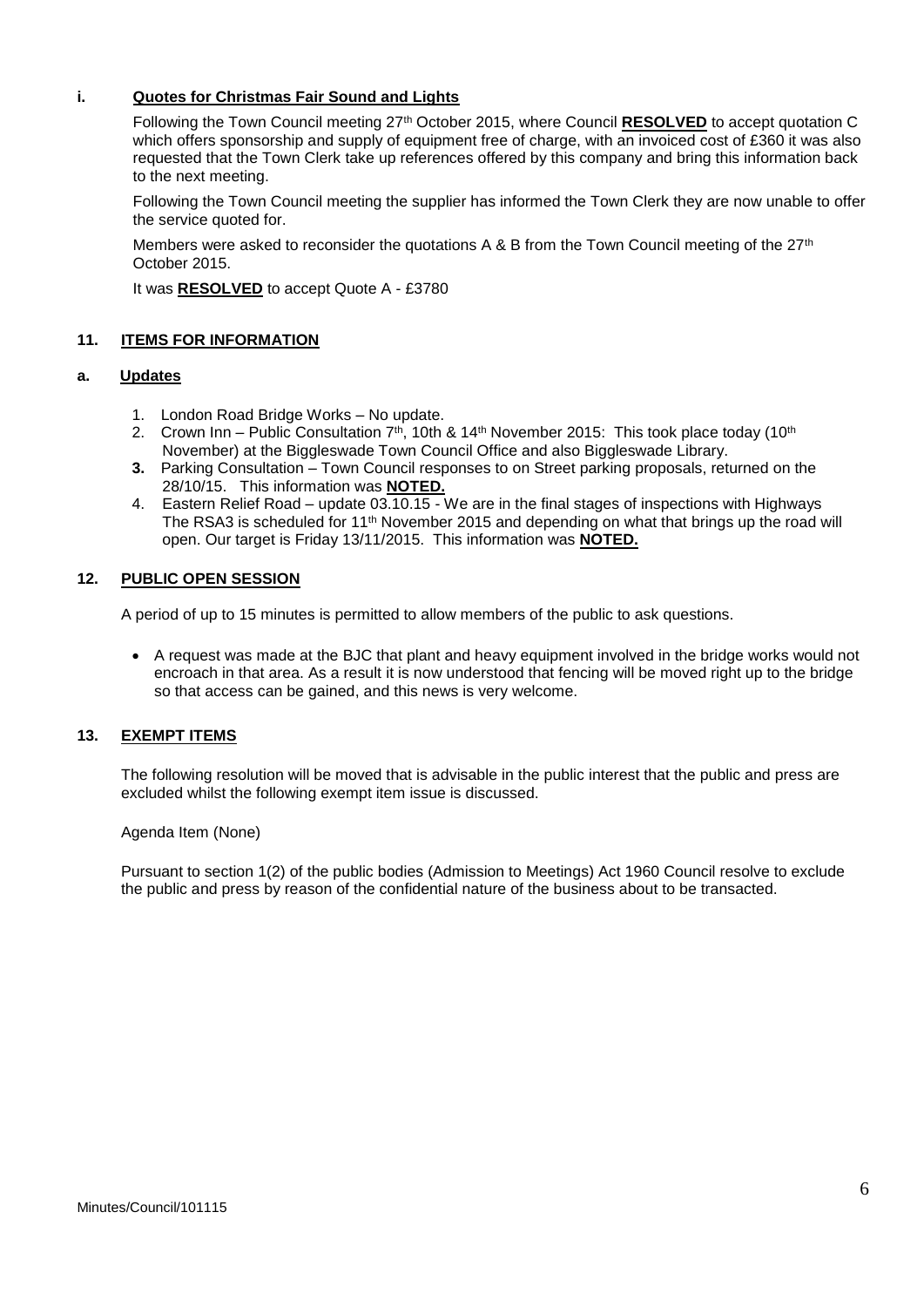**i. Quotes for Christmas Fair Sound and Lights**

Following the Town Council meeting 27th October 2015, where Council **RESOLVED** to accept quotation C which offers sponsorship and supply of equipment free of charge, with an invoiced cost of £360 it was also requested that the Town Clerk take up references offered by this company and bring this information back to the next meeting.

Following the Town Council meeting the supplier has informed the Town Clerk they are now unable to offer the service quoted for.

Members were asked to reconsider the quotations A & B from the Town Council meeting of the 27th October 2015.

It was **RESOLVED** to accept Quote A - £3780

## 11. ITEMS FOR INFORMATION

### a. Updates

1. London Road Bridge Works – No update.
2. Crown Inn – Public Consultation 7th, 10th & 14th November 2015: This took place today (10th November) at the Biggleswade Town Council Office and also Biggleswade Library.
3. Parking Consultation – Town Council responses to on Street parking proposals, returned on the 28/10/15. This information was **NOTED.**
4. Eastern Relief Road – update 03.10.15 - We are in the final stages of inspections with Highways The RSA3 is scheduled for 11th November 2015 and depending on what that brings up the road will open. Our target is Friday 13/11/2015. This information was **NOTED.**

## 12. PUBLIC OPEN SESSION

A period of up to 15 minutes is permitted to allow members of the public to ask questions.

- A request was made at the BJC that plant and heavy equipment involved in the bridge works would not encroach in that area. As a result it is now understood that fencing will be moved right up to the bridge so that access can be gained, and this news is very welcome.

## 13. EXEMPT ITEMS

The following resolution will be moved that is advisable in the public interest that the public and press are excluded whilst the following exempt item issue is discussed.

Agenda Item (None)

Pursuant to section 1(2) of the public bodies (Admission to Meetings) Act 1960 Council resolve to exclude the public and press by reason of the confidential nature of the business about to be transacted.

Minutes/Council/101115